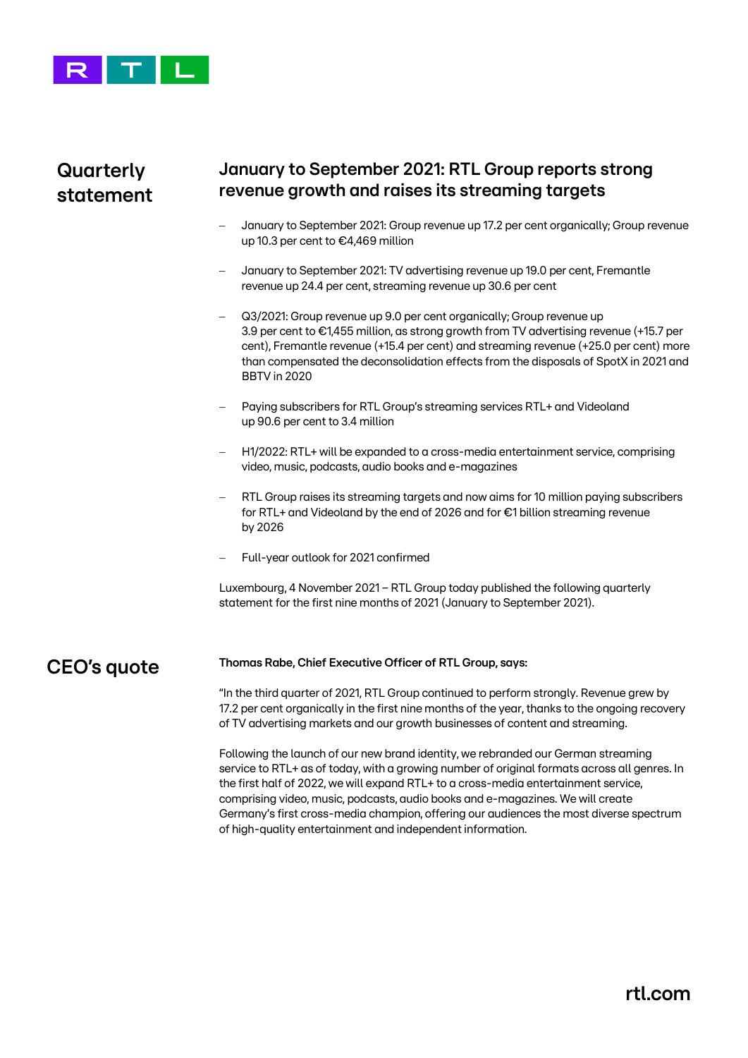# Quarterly statement

## January to September 2021: RTL Group reports strong revenue growth and raises its streaming targets

- January to September 2021: Group revenue up 17.2 per cent organically; Group revenue up 10.3 per cent to €4,469 million
- January to September 2021: TV advertising revenue up 19.0 per cent, Fremantle revenue up 24.4 per cent, streaming revenue up 30.6 per cent
- Q3/2021: Group revenue up 9.0 per cent organically; Group revenue up 3.9 per cent to €1,455 million, as strong growth from TV advertising revenue (+15.7 per cent), Fremantle revenue (+15.4 per cent) and streaming revenue (+25.0 per cent) more than compensated the deconsolidation effects from the disposals of SpotX in 2021 and BBTV in 2020
- Paying subscribers for RTL Group's streaming services RTL+ and Videoland up 90.6 per cent to 3.4 million
- H1/2022: RTL+ will be expanded to a cross-media entertainment service, comprising video, music, podcasts, audio books and e-magazines
- RTL Group raises its streaming targets and now aims for 10 million paying subscribers for RTL+ and Videoland by the end of 2026 and for €1 billion streaming revenue by 2026
- Full-year outlook for 2021 confirmed

Luxembourg, 4 November 2021 – RTL Group today published the following quarterly statement for the first nine months of 2021 (January to September 2021).

## CEO's quote

**Thomas Rabe, Chief Executive Officer of RTL Group, says:**

"In the third quarter of 2021, RTL Group continued to perform strongly. Revenue grew by 17.2 per cent organically in the first nine months of the year, thanks to the ongoing recovery of TV advertising markets and our growth businesses of content and streaming.

Following the launch of our new brand identity, we rebranded our German streaming service to RTL+ as of today, with a growing number of original formats across all genres. In the first half of 2022, we will expand RTL+ to a cross-media entertainment service, comprising video, music, podcasts, audio books and e-magazines. We will create Germany's first cross-media champion, offering our audiences the most diverse spectrum of high-quality entertainment and independent information.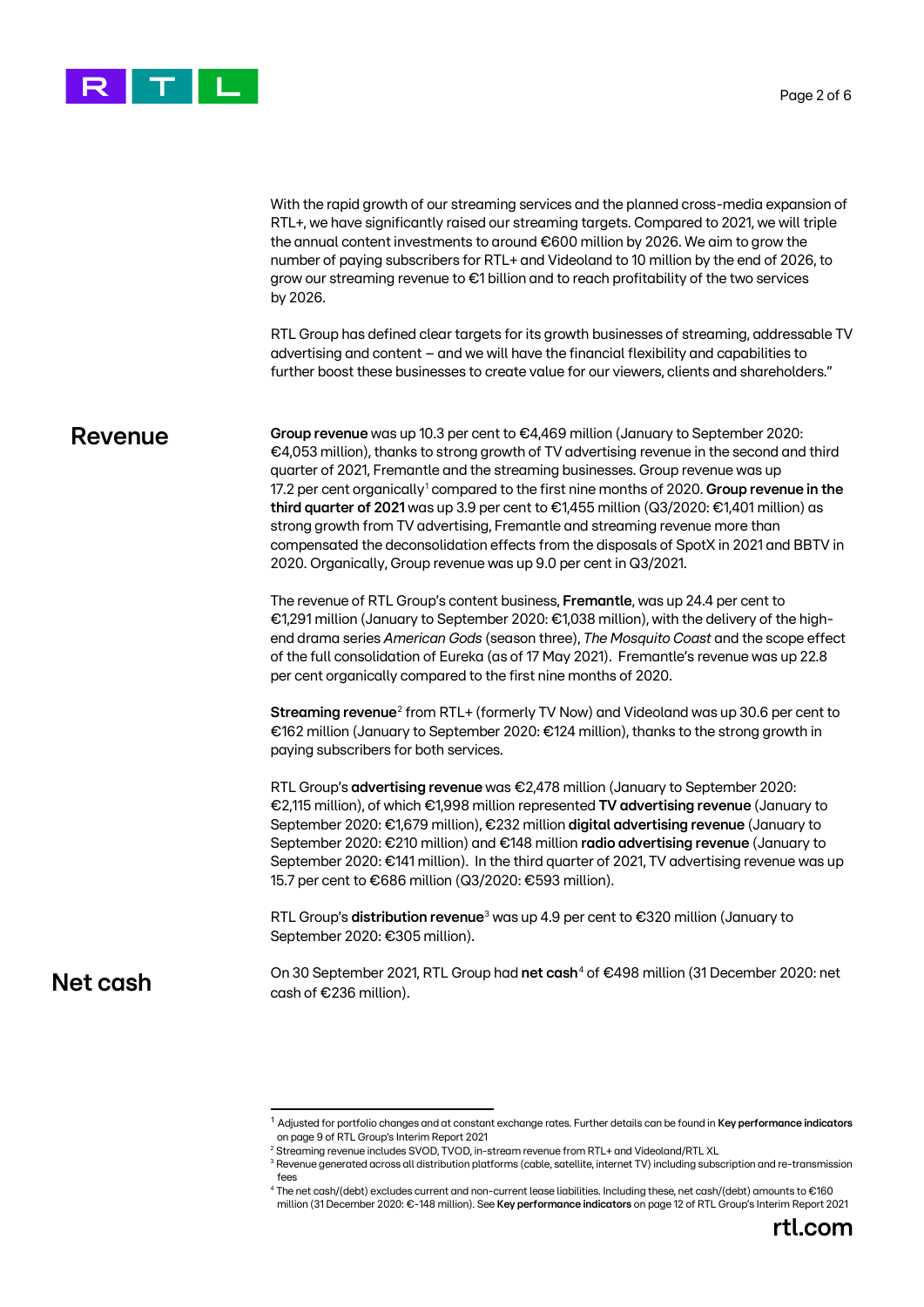With the rapid growth of our streaming services and the planned cross-media expansion of RTL+, we have significantly raised our streaming targets. Compared to 2021, we will triple the annual content investments to around €600 million by 2026. We aim to grow the number of paying subscribers for RTL+ and Videoland to 10 million by the end of 2026, to grow our streaming revenue to €1 billion and to reach profitability of the two services by 2026.

RTL Group has defined clear targets for its growth businesses of streaming, addressable TV advertising and content – and we will have the financial flexibility and capabilities to further boost these businesses to create value for our viewers, clients and shareholders."

## Revenue

**Group revenue** was up 10.3 per cent to €4,469 million (January to September 2020: €4,053 million), thanks to strong growth of TV advertising revenue in the second and third quarter of 2021, Fremantle and the streaming businesses. Group revenue was up 17.2 per cent organically[1] compared to the first nine months of 2020. **Group revenue in the third quarter of 2021** was up 3.9 per cent to €1,455 million (Q3/2020: €1,401 million) as strong growth from TV advertising, Fremantle and streaming revenue more than compensated the deconsolidation effects from the disposals of SpotX in 2021 and BBTV in 2020. Organically, Group revenue was up 9.0 per cent in Q3/2021.

The revenue of RTL Group's content business, **Fremantle**, was up 24.4 per cent to €1,291 million (January to September 2020: €1,038 million), with the delivery of the high-end drama series *American Gods* (season three), *The Mosquito Coast* and the scope effect of the full consolidation of Eureka (as of 17 May 2021). Fremantle's revenue was up 22.8 per cent organically compared to the first nine months of 2020.

**Streaming revenue**[2] from RTL+ (formerly TV Now) and Videoland was up 30.6 per cent to €162 million (January to September 2020: €124 million), thanks to the strong growth in paying subscribers for both services.

RTL Group's **advertising revenue** was €2,478 million (January to September 2020: €2,115 million), of which €1,998 million represented **TV advertising revenue** (January to September 2020: €1,679 million), €232 million **digital advertising revenue** (January to September 2020: €210 million) and €148 million **radio advertising revenue** (January to September 2020: €141 million). In the third quarter of 2021, TV advertising revenue was up 15.7 per cent to €686 million (Q3/2020: €593 million).

RTL Group's **distribution revenue**[3] was up 4.9 per cent to €320 million (January to September 2020: €305 million).

## Net cash

On 30 September 2021, RTL Group had **net cash**[4] of €498 million (31 December 2020: net cash of €236 million).

---

[1] Adjusted for portfolio changes and at constant exchange rates. Further details can be found in **Key performance indicators** on page 9 of RTL Group's Interim Report 2021

[2] Streaming revenue includes SVOD, TVOD, in-stream revenue from RTL+ and Videoland/RTL XL

[3] Revenue generated across all distribution platforms (cable, satellite, internet TV) including subscription and re-transmission fees

[4] The net cash/(debt) excludes current and non-current lease liabilities. Including these, net cash/(debt) amounts to €160 million (31 December 2020: €-148 million). See **Key performance indicators** on page 12 of RTL Group's Interim Report 2021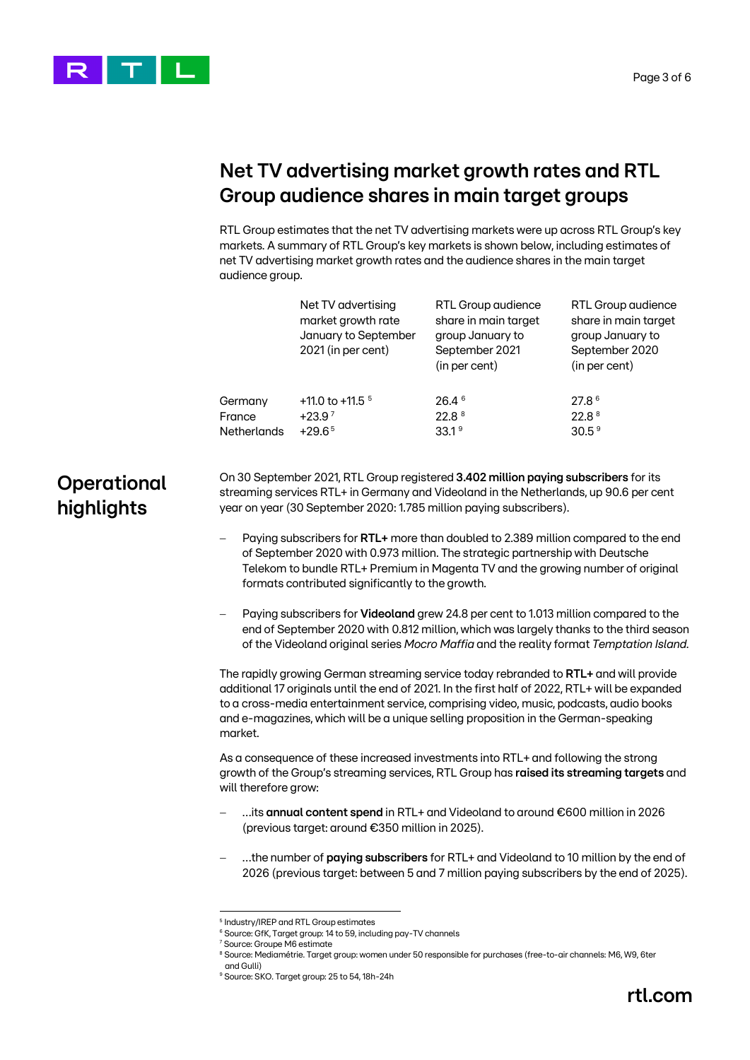## Net TV advertising market growth rates and RTL Group audience shares in main target groups

RTL Group estimates that the net TV advertising markets were up across RTL Group's key markets. A summary of RTL Group's key markets is shown below, including estimates of net TV advertising market growth rates and the audience shares in the main target audience group.

| | Net TV advertising market growth rate January to September 2021 (in per cent) | RTL Group audience share in main target group January to September 2021 (in per cent) | RTL Group audience share in main target group January to September 2020 (in per cent) |
|---|---|---|---|
| Germany | +11.0 to +11.5 [5] | 26.4 [6] | 27.8 [6] |
| France | +23.9 [7] | 22.8 [8] | 22.8 [8] |
| Netherlands | +29.6 [5] | 33.1 [9] | 30.5 [9] |

## Operational highlights

On 30 September 2021, RTL Group registered **3.402 million paying subscribers** for its streaming services RTL+ in Germany and Videoland in the Netherlands, up 90.6 per cent year on year (30 September 2020: 1.785 million paying subscribers).

- Paying subscribers for **RTL+** more than doubled to 2.389 million compared to the end of September 2020 with 0.973 million. The strategic partnership with Deutsche Telekom to bundle RTL+ Premium in Magenta TV and the growing number of original formats contributed significantly to the growth.
- Paying subscribers for **Videoland** grew 24.8 per cent to 1.013 million compared to the end of September 2020 with 0.812 million, which was largely thanks to the third season of the Videoland original series *Mocro Maffia* and the reality format *Temptation Island*.

The rapidly growing German streaming service today rebranded to **RTL+** and will provide additional 17 originals until the end of 2021. In the first half of 2022, RTL+ will be expanded to a cross-media entertainment service, comprising video, music, podcasts, audio books and e-magazines, which will be a unique selling proposition in the German-speaking market.

As a consequence of these increased investments into RTL+ and following the strong growth of the Group's streaming services, RTL Group has **raised its streaming targets** and will therefore grow:

- ...its **annual content spend** in RTL+ and Videoland to around €600 million in 2026 (previous target: around €350 million in 2025).
- ...the number of **paying subscribers** for RTL+ and Videoland to 10 million by the end of 2026 (previous target: between 5 and 7 million paying subscribers by the end of 2025).

---

[5] Industry/IREP and RTL Group estimates
[6] Source: GfK, Target group: 14 to 59, including pay-TV channels
[7] Source: Groupe M6 estimate
[8] Source: Médiamétrie. Target group: women under 50 responsible for purchases (free-to-air channels: M6, W9, 6ter and Gulli)
[9] Source: SKO. Target group: 25 to 54, 18h-24h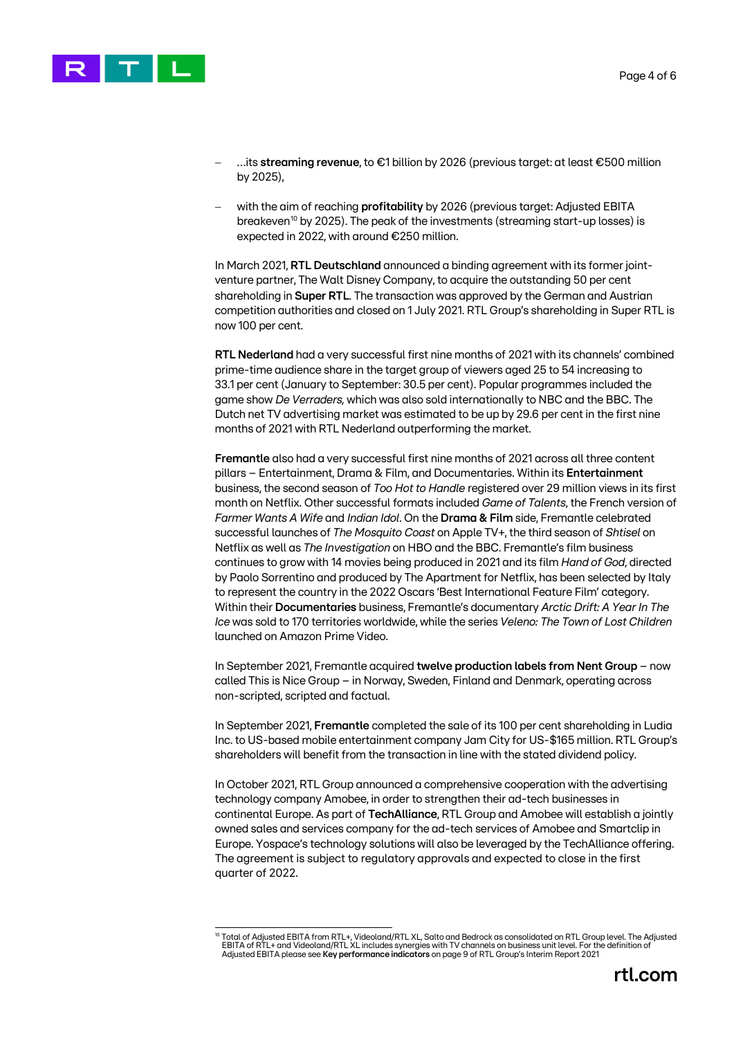- ...its **streaming revenue**, to €1 billion by 2026 (previous target: at least €500 million by 2025),

- with the aim of reaching **profitability** by 2026 (previous target: Adjusted EBITA breakeven[10] by 2025). The peak of the investments (streaming start-up losses) is expected in 2022, with around €250 million.

In March 2021, **RTL Deutschland** announced a binding agreement with its former joint-venture partner, The Walt Disney Company, to acquire the outstanding 50 per cent shareholding in **Super RTL**. The transaction was approved by the German and Austrian competition authorities and closed on 1 July 2021. RTL Group's shareholding in Super RTL is now 100 per cent.

**RTL Nederland** had a very successful first nine months of 2021 with its channels' combined prime-time audience share in the target group of viewers aged 25 to 54 increasing to 33.1 per cent (January to September: 30.5 per cent). Popular programmes included the game show *De Verraders,* which was also sold internationally to NBC and the BBC. The Dutch net TV advertising market was estimated to be up by 29.6 per cent in the first nine months of 2021 with RTL Nederland outperforming the market.

**Fremantle** also had a very successful first nine months of 2021 across all three content pillars – Entertainment, Drama & Film, and Documentaries. Within its **Entertainment** business, the second season of *Too Hot to Handle* registered over 29 million views in its first month on Netflix. Other successful formats included *Game of Talents*, the French version of *Farmer Wants A Wife* and *Indian Idol*. On the **Drama & Film** side, Fremantle celebrated successful launches of *The Mosquito Coast* on Apple TV+, the third season of *Shtisel* on Netflix as well as *The Investigation* on HBO and the BBC. Fremantle's film business continues to grow with 14 movies being produced in 2021 and its film *Hand of God*, directed by Paolo Sorrentino and produced by The Apartment for Netflix, has been selected by Italy to represent the country in the 2022 Oscars 'Best International Feature Film' category. Within their **Documentaries** business, Fremantle's documentary *Arctic Drift: A Year In The Ice* was sold to 170 territories worldwide, while the series *Veleno: The Town of Lost Children* launched on Amazon Prime Video.

In September 2021, Fremantle acquired **twelve production labels from Nent Group** – now called This is Nice Group – in Norway, Sweden, Finland and Denmark, operating across non-scripted, scripted and factual.

In September 2021, **Fremantle** completed the sale of its 100 per cent shareholding in Ludia Inc. to US-based mobile entertainment company Jam City for US-$165 million. RTL Group's shareholders will benefit from the transaction in line with the stated dividend policy.

In October 2021, RTL Group announced a comprehensive cooperation with the advertising technology company Amobee, in order to strengthen their ad-tech businesses in continental Europe. As part of **TechAlliance**, RTL Group and Amobee will establish a jointly owned sales and services company for the ad-tech services of Amobee and Smartclip in Europe. Yospace's technology solutions will also be leveraged by the TechAlliance offering. The agreement is subject to regulatory approvals and expected to close in the first quarter of 2022.

---

[10] Total of Adjusted EBITA from RTL+, Videoland/RTL XL, Salto and Bedrock as consolidated on RTL Group level. The Adjusted EBITA of RTL+ and Videoland/RTL XL includes synergies with TV channels on business unit level. For the definition of Adjusted EBITA please see **Key performance indicators** on page 9 of RTL Group's Interim Report 2021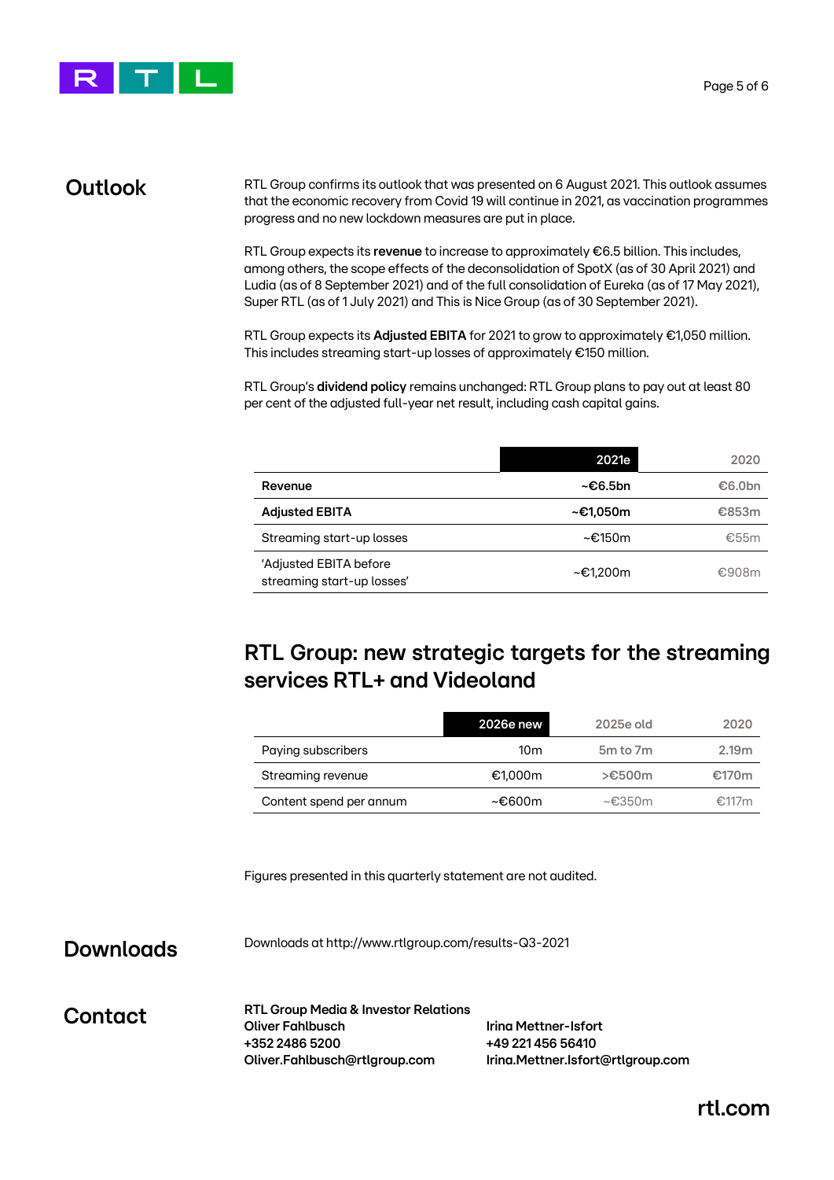## Outlook

RTL Group confirms its outlook that was presented on 6 August 2021. This outlook assumes that the economic recovery from Covid 19 will continue in 2021, as vaccination programmes progress and no new lockdown measures are put in place.

RTL Group expects its **revenue** to increase to approximately €6.5 billion. This includes, among others, the scope effects of the deconsolidation of SpotX (as of 30 April 2021) and Ludia (as of 8 September 2021) and of the full consolidation of Eureka (as of 17 May 2021), Super RTL (as of 1 July 2021) and This is Nice Group (as of 30 September 2021).

RTL Group expects its **Adjusted EBITA** for 2021 to grow to approximately €1,050 million. This includes streaming start-up losses of approximately €150 million.

RTL Group's **dividend policy** remains unchanged: RTL Group plans to pay out at least 80 per cent of the adjusted full-year net result, including cash capital gains.

| | 2021e | 2020 |
|---|---|---|
| **Revenue** | **~€6.5bn** | €6.0bn |
| **Adjusted EBITA** | **~€1,050m** | €853m |
| Streaming start-up losses | ~€150m | €55m |
| 'Adjusted EBITA before streaming start-up losses' | ~€1,200m | €908m |

## RTL Group: new strategic targets for the streaming services RTL+ and Videoland

| | 2026e new | 2025e old | 2020 |
|---|---|---|---|
| Paying subscribers | 10m | 5m to 7m | 2.19m |
| Streaming revenue | €1,000m | >€500m | €170m |
| Content spend per annum | ~€600m | ~€350m | €117m |

Figures presented in this quarterly statement are not audited.

## Downloads

Downloads at http://www.rtlgroup.com/results-Q3-2021

## Contact

**RTL Group Media & Investor Relations**

**Oliver Fahlbusch**
**+352 2486 5200**
**Oliver.Fahlbusch@rtlgroup.com**

**Irina Mettner-Isfort**
**+49 221 456 56410**
**Irina.Mettner.Isfort@rtlgroup.com**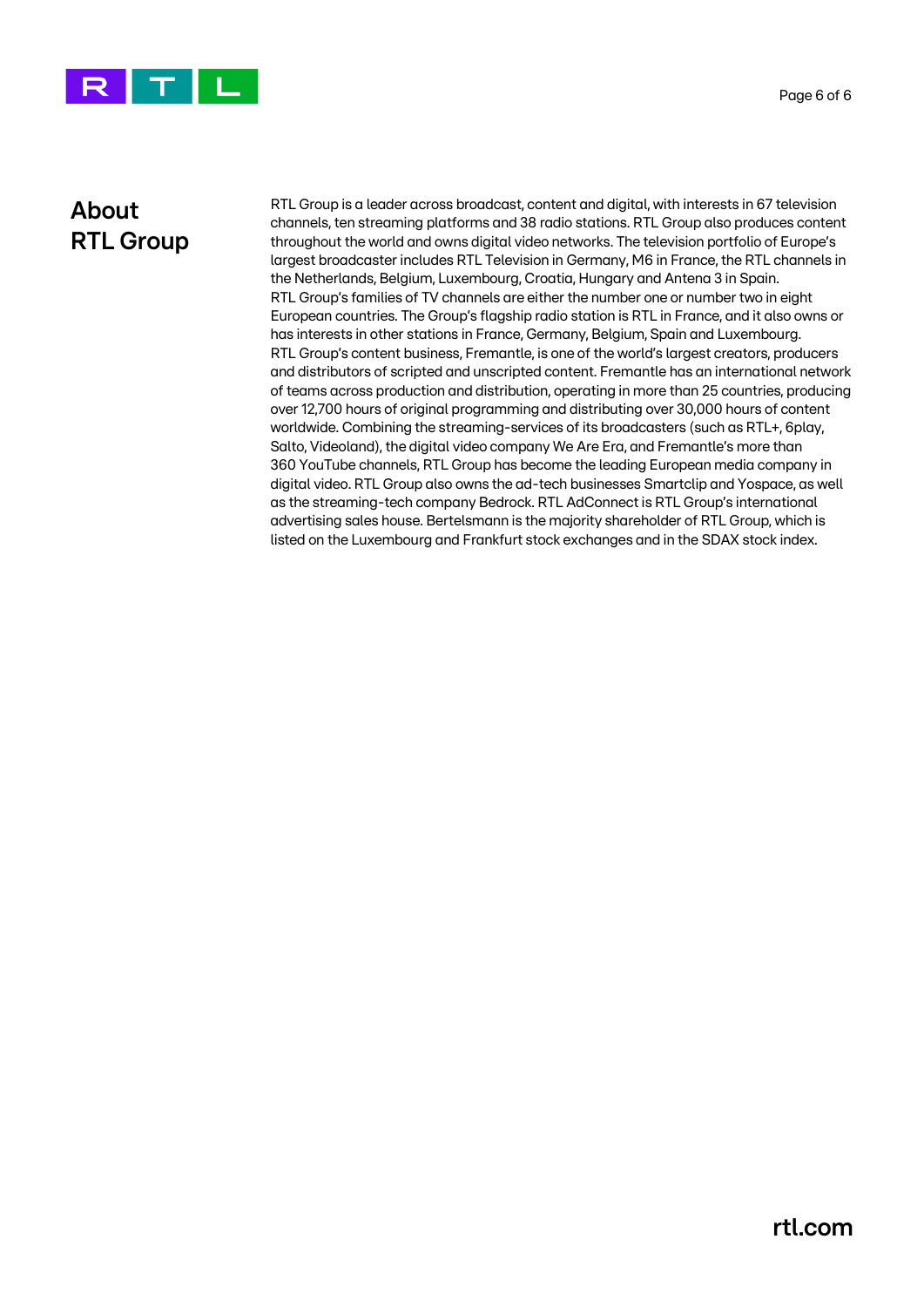## About RTL Group

RTL Group is a leader across broadcast, content and digital, with interests in 67 television channels, ten streaming platforms and 38 radio stations. RTL Group also produces content throughout the world and owns digital video networks. The television portfolio of Europe's largest broadcaster includes RTL Television in Germany, M6 in France, the RTL channels in the Netherlands, Belgium, Luxembourg, Croatia, Hungary and Antena 3 in Spain. RTL Group's families of TV channels are either the number one or number two in eight European countries. The Group's flagship radio station is RTL in France, and it also owns or has interests in other stations in France, Germany, Belgium, Spain and Luxembourg. RTL Group's content business, Fremantle, is one of the world's largest creators, producers and distributors of scripted and unscripted content. Fremantle has an international network of teams across production and distribution, operating in more than 25 countries, producing over 12,700 hours of original programming and distributing over 30,000 hours of content worldwide. Combining the streaming-services of its broadcasters (such as RTL+, 6play, Salto, Videoland), the digital video company We Are Era, and Fremantle's more than 360 YouTube channels, RTL Group has become the leading European media company in digital video. RTL Group also owns the ad-tech businesses Smartclip and Yospace, as well as the streaming-tech company Bedrock. RTL AdConnect is RTL Group's international advertising sales house. Bertelsmann is the majority shareholder of RTL Group, which is listed on the Luxembourg and Frankfurt stock exchanges and in the SDAX stock index.

rtl.com